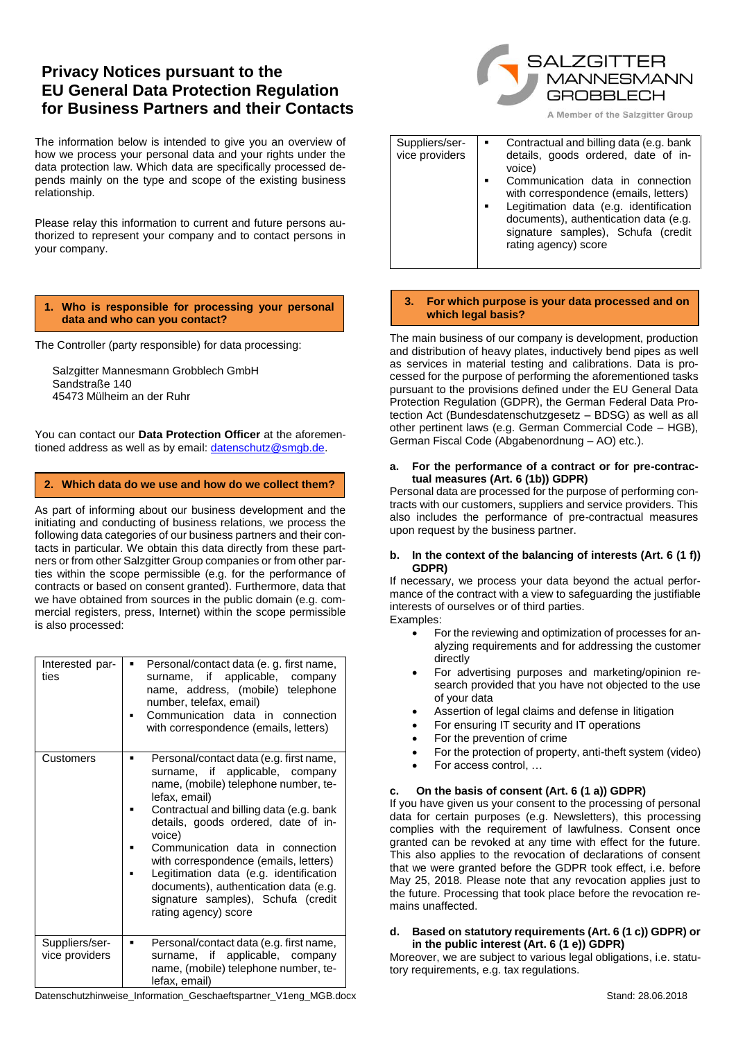# Privacy Notices pursuant to the EU General Data Protection Regulation for Business Partners and their Contacts

The information below is intended to give you an overview of how we process your personal data and your rights under the data protection law. Which data are specifically processed depends mainly on the type and scope of the existing business relationship.

Please relay this information to current and future persons authorized to represent your company and to contact persons in your company.

## 1. Who is responsible for processing your personal data and who can you contact?

The Controller (party responsible) for data processing:

Salzgitter Mannesmann Grobblech GmbH
Sandstraße 140
45473 Mülheim an der Ruhr

You can contact our **Data Protection Officer** at the aforementioned address as well as by email: datenschutz@smgb.de.

## 2. Which data do we use and how do we collect them?

As part of informing about our business development and the initiating and conducting of business relations, we process the following data categories of our business partners and their contacts in particular. We obtain this data directly from these partners or from other Salzgitter Group companies or from other parties within the scope permissible (e.g. for the performance of contracts or based on consent granted). Furthermore, data that we have obtained from sources in the public domain (e.g. commercial registers, press, Internet) within the scope permissible is also processed:

| | |
|---|---|
| Interested parties | ▪ Personal/contact data (e. g. first name, surname, if applicable, company name, address, (mobile) telephone number, telefax, email)<br>▪ Communication data in connection with correspondence (emails, letters) |
| Customers | ▪ Personal/contact data (e.g. first name, surname, if applicable, company name, (mobile) telephone number, telefax, email)<br>▪ Contractual and billing data (e.g. bank details, goods ordered, date of invoice)<br>▪ Communication data in connection with correspondence (emails, letters)<br>▪ Legitimation data (e.g. identification documents), authentication data (e.g. signature samples), Schufa (credit rating agency) score |
| Suppliers/service providers | ▪ Personal/contact data (e.g. first name, surname, if applicable, company name, (mobile) telephone number, telefax, email)<br>▪ Contractual and billing data (e.g. bank details, goods ordered, date of invoice)<br>▪ Communication data in connection with correspondence (emails, letters)<br>▪ Legitimation data (e.g. identification documents), authentication data (e.g. signature samples), Schufa (credit rating agency) score |

## 3. For which purpose is your data processed and on which legal basis?

The main business of our company is development, production and distribution of heavy plates, inductively bend pipes as well as services in material testing and calibrations. Data is processed for the purpose of performing the aforementioned tasks pursuant to the provisions defined under the EU General Data Protection Regulation (GDPR), the German Federal Data Protection Act (Bundesdatenschutzgesetz – BDSG) as well as all other pertinent laws (e.g. German Commercial Code – HGB), German Fiscal Code (Abgabenordnung – AO) etc.).

### a. For the performance of a contract or for pre-contractual measures (Art. 6 (1b)) GDPR)

Personal data are processed for the purpose of performing contracts with our customers, suppliers and service providers. This also includes the performance of pre-contractual measures upon request by the business partner.

### b. In the context of the balancing of interests (Art. 6 (1 f)) GDPR)

If necessary, we process your data beyond the actual performance of the contract with a view to safeguarding the justifiable interests of ourselves or of third parties.
Examples:

- For the reviewing and optimization of processes for analyzing requirements and for addressing the customer directly
- For advertising purposes and marketing/opinion research provided that you have not objected to the use of your data
- Assertion of legal claims and defense in litigation
- For ensuring IT security and IT operations
- For the prevention of crime
- For the protection of property, anti-theft system (video)
- For access control, …

### c. On the basis of consent (Art. 6 (1 a)) GDPR)

If you have given us your consent to the processing of personal data for certain purposes (e.g. Newsletters), this processing complies with the requirement of lawfulness. Consent once granted can be revoked at any time with effect for the future. This also applies to the revocation of declarations of consent that we were granted before the GDPR took effect, i.e. before May 25, 2018. Please note that any revocation applies just to the future. Processing that took place before the revocation remains unaffected.

### d. Based on statutory requirements (Art. 6 (1 c)) GDPR) or in the public interest (Art. 6 (1 e)) GDPR)

Moreover, we are subject to various legal obligations, i.e. statutory requirements, e.g. tax regulations.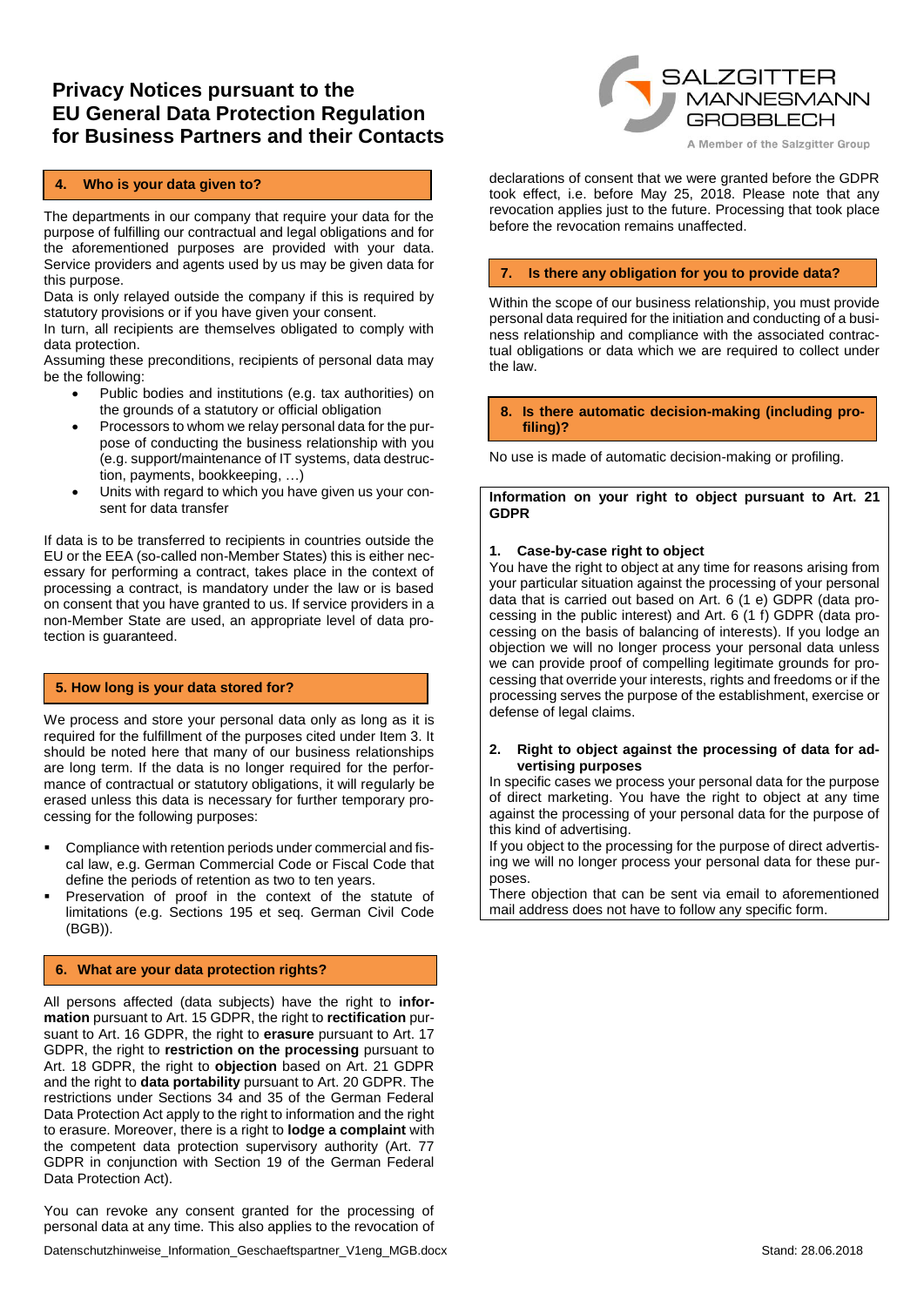# Privacy Notices pursuant to the EU General Data Protection Regulation for Business Partners and their Contacts

SALZGITTER MANNESMANN GROBBLECH

A Member of the Salzgitter Group

## 4. Who is your data given to?

The departments in our company that require your data for the purpose of fulfilling our contractual and legal obligations and for the aforementioned purposes are provided with your data. Service providers and agents used by us may be given data for this purpose.

Data is only relayed outside the company if this is required by statutory provisions or if you have given your consent.

In turn, all recipients are themselves obligated to comply with data protection.

Assuming these preconditions, recipients of personal data may be the following:

- Public bodies and institutions (e.g. tax authorities) on the grounds of a statutory or official obligation
- Processors to whom we relay personal data for the purpose of conducting the business relationship with you (e.g. support/maintenance of IT systems, data destruction, payments, bookkeeping, …)
- Units with regard to which you have given us your consent for data transfer

If data is to be transferred to recipients in countries outside the EU or the EEA (so-called non-Member States) this is either necessary for performing a contract, takes place in the context of processing a contract, is mandatory under the law or is based on consent that you have granted to us. If service providers in a non-Member State are used, an appropriate level of data protection is guaranteed.

## 5. How long is your data stored for?

We process and store your personal data only as long as it is required for the fulfillment of the purposes cited under Item 3. It should be noted here that many of our business relationships are long term. If the data is no longer required for the performance of contractual or statutory obligations, it will regularly be erased unless this data is necessary for further temporary processing for the following purposes:

- Compliance with retention periods under commercial and fiscal law, e.g. German Commercial Code or Fiscal Code that define the periods of retention as two to ten years.
- Preservation of proof in the context of the statute of limitations (e.g. Sections 195 et seq. German Civil Code (BGB)).

## 6. What are your data protection rights?

All persons affected (data subjects) have the right to **information** pursuant to Art. 15 GDPR, the right to **rectification** pursuant to Art. 16 GDPR, the right to **erasure** pursuant to Art. 17 GDPR, the right to **restriction on the processing** pursuant to Art. 18 GDPR, the right to **objection** based on Art. 21 GDPR and the right to **data portability** pursuant to Art. 20 GDPR. The restrictions under Sections 34 and 35 of the German Federal Data Protection Act apply to the right to information and the right to erasure. Moreover, there is a right to **lodge a complaint** with the competent data protection supervisory authority (Art. 77 GDPR in conjunction with Section 19 of the German Federal Data Protection Act).

You can revoke any consent granted for the processing of personal data at any time. This also applies to the revocation of declarations of consent that we were granted before the GDPR took effect, i.e. before May 25, 2018. Please note that any revocation applies just to the future. Processing that took place before the revocation remains unaffected.

## 7. Is there any obligation for you to provide data?

Within the scope of our business relationship, you must provide personal data required for the initiation and conducting of a business relationship and compliance with the associated contractual obligations or data which we are required to collect under the law.

## 8. Is there automatic decision-making (including profiling)?

No use is made of automatic decision-making or profiling.

## Information on your right to object pursuant to Art. 21 GDPR

### 1. Case-by-case right to object

You have the right to object at any time for reasons arising from your particular situation against the processing of your personal data that is carried out based on Art. 6 (1 e) GDPR (data processing in the public interest) and Art. 6 (1 f) GDPR (data processing on the basis of balancing of interests). If you lodge an objection we will no longer process your personal data unless we can provide proof of compelling legitimate grounds for processing that override your interests, rights and freedoms or if the processing serves the purpose of the establishment, exercise or defense of legal claims.

### 2. Right to object against the processing of data for advertising purposes

In specific cases we process your personal data for the purpose of direct marketing. You have the right to object at any time against the processing of your personal data for the purpose of this kind of advertising.

If you object to the processing for the purpose of direct advertising we will no longer process your personal data for these purposes.

There objection that can be sent via email to aforementioned mail address does not have to follow any specific form.

Datenschutzhinweise_Information_Geschaeftspartner_V1eng_MGB.docx

Stand: 28.06.2018